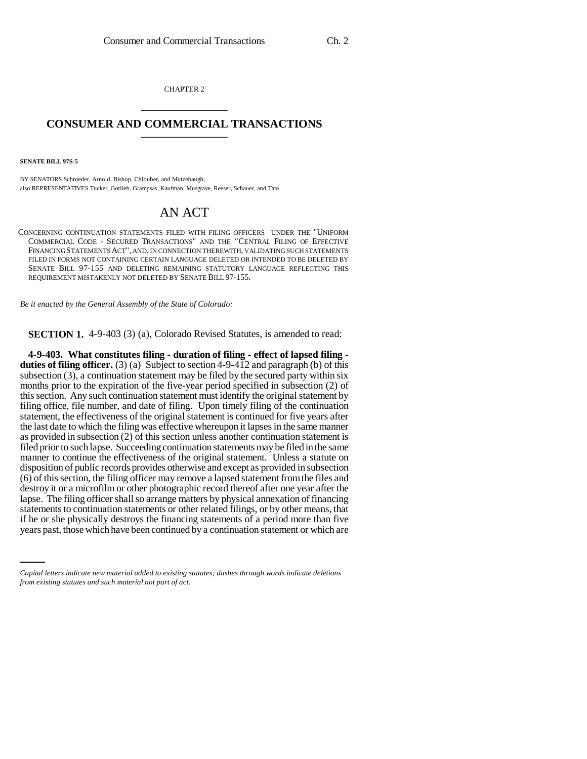CHAPTER 2

# CONSUMER AND COMMERCIAL TRANSACTIONS

**SENATE BILL 97S-5**

BY SENATORS Schroeder, Arnold, Bishop, Chlouber, and Mutzebaugh;
also REPRESENTATIVES Tucker, Gotlieb, Grampsas, Kaufman, Musgrave, Reeser, Schauer, and Tate.

## AN ACT

CONCERNING CONTINUATION STATEMENTS FILED WITH FILING OFFICERS UNDER THE "UNIFORM COMMERCIAL CODE - SECURED TRANSACTIONS" AND THE "CENTRAL FILING OF EFFECTIVE FINANCING STATEMENTS ACT", AND, IN CONNECTION THEREWITH, VALIDATING SUCH STATEMENTS FILED IN FORMS NOT CONTAINING CERTAIN LANGUAGE DELETED OR INTENDED TO BE DELETED BY SENATE BILL 97-155 AND DELETING REMAINING STATUTORY LANGUAGE REFLECTING THIS REQUIREMENT MISTAKENLY NOT DELETED BY SENATE BILL 97-155.

*Be it enacted by the General Assembly of the State of Colorado:*

**SECTION 1.** 4-9-403 (3) (a), Colorado Revised Statutes, is amended to read:

**4-9-403. What constitutes filing - duration of filing - effect of lapsed filing - duties of filing officer.** (3) (a) Subject to section 4-9-412 and paragraph (b) of this subsection (3), a continuation statement may be filed by the secured party within six months prior to the expiration of the five-year period specified in subsection (2) of this section. Any such continuation statement must identify the original statement by filing office, file number, and date of filing. Upon timely filing of the continuation statement, the effectiveness of the original statement is continued for five years after the last date to which the filing was effective whereupon it lapses in the same manner as provided in subsection (2) of this section unless another continuation statement is filed prior to such lapse. Succeeding continuation statements may be filed in the same manner to continue the effectiveness of the original statement. Unless a statute on disposition of public records provides otherwise and except as provided in subsection (6) of this section, the filing officer may remove a lapsed statement from the files and destroy it or a microfilm or other photographic record thereof after one year after the lapse. The filing officer shall so arrange matters by physical annexation of financing statements to continuation statements or other related filings, or by other means, that if he or she physically destroys the financing statements of a period more than five years past, those which have been continued by a continuation statement or which are

*Capital letters indicate new material added to existing statutes; dashes through words indicate deletions from existing statutes and such material not part of act.*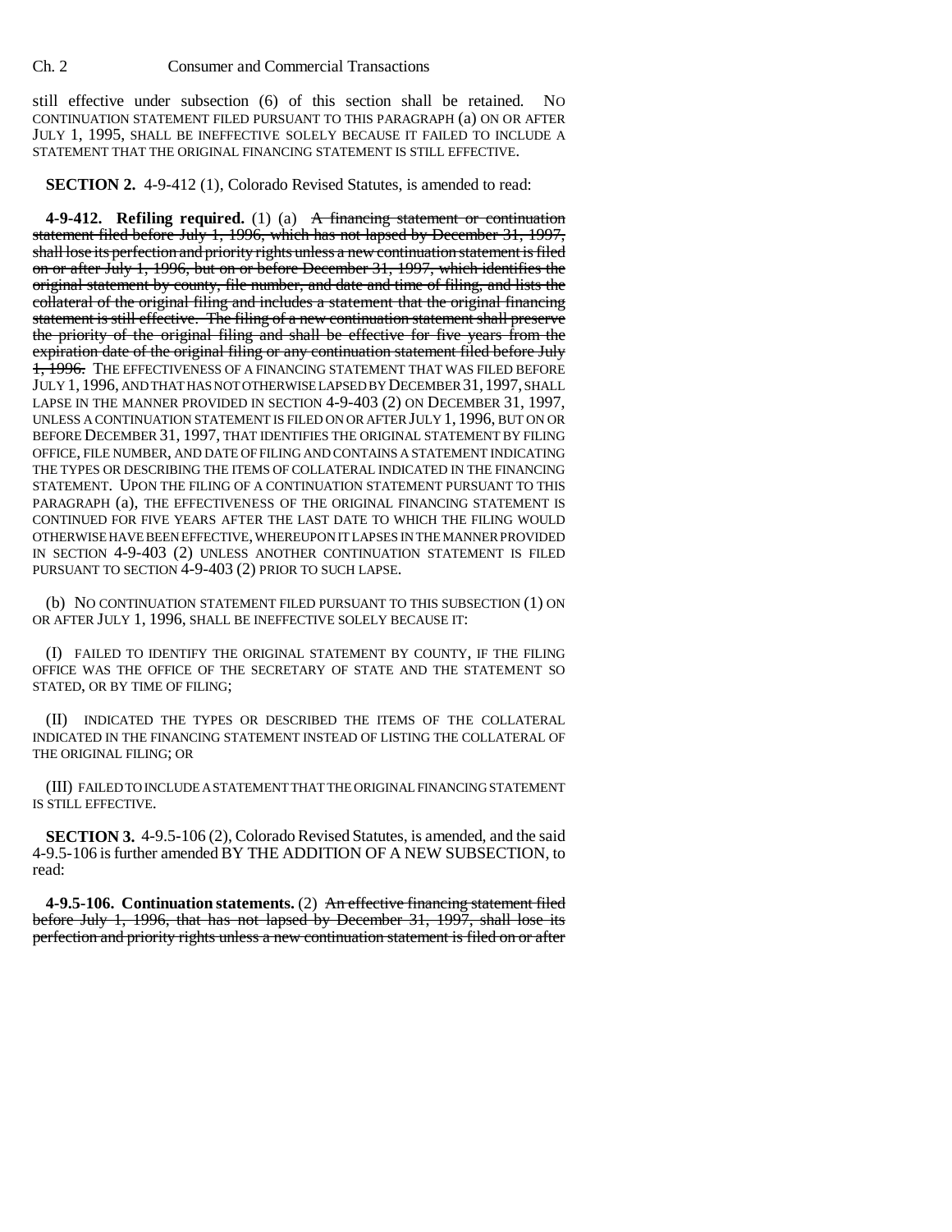still effective under subsection (6) of this section shall be retained. NO CONTINUATION STATEMENT FILED PURSUANT TO THIS PARAGRAPH (a) ON OR AFTER JULY 1, 1995, SHALL BE INEFFECTIVE SOLELY BECAUSE IT FAILED TO INCLUDE A STATEMENT THAT THE ORIGINAL FINANCING STATEMENT IS STILL EFFECTIVE.

**SECTION 2.** 4-9-412 (1), Colorado Revised Statutes, is amended to read:

**4-9-412. Refiling required.** (1) (a) ~~A financing statement or continuation statement filed before July 1, 1996, which has not lapsed by December 31, 1997, shall lose its perfection and priority rights unless a new continuation statement is filed on or after July 1, 1996, but on or before December 31, 1997, which identifies the original statement by county, file number, and date and time of filing, and lists the collateral of the original filing and includes a statement that the original financing statement is still effective. The filing of a new continuation statement shall preserve the priority of the original filing and shall be effective for five years from the expiration date of the original filing or any continuation statement filed before July 1, 1996.~~ THE EFFECTIVENESS OF A FINANCING STATEMENT THAT WAS FILED BEFORE JULY 1, 1996, AND THAT HAS NOT OTHERWISE LAPSED BY DECEMBER 31, 1997, SHALL LAPSE IN THE MANNER PROVIDED IN SECTION 4-9-403 (2) ON DECEMBER 31, 1997, UNLESS A CONTINUATION STATEMENT IS FILED ON OR AFTER JULY 1, 1996, BUT ON OR BEFORE DECEMBER 31, 1997, THAT IDENTIFIES THE ORIGINAL STATEMENT BY FILING OFFICE, FILE NUMBER, AND DATE OF FILING AND CONTAINS A STATEMENT INDICATING THE TYPES OR DESCRIBING THE ITEMS OF COLLATERAL INDICATED IN THE FINANCING STATEMENT. UPON THE FILING OF A CONTINUATION STATEMENT PURSUANT TO THIS PARAGRAPH (a), THE EFFECTIVENESS OF THE ORIGINAL FINANCING STATEMENT IS CONTINUED FOR FIVE YEARS AFTER THE LAST DATE TO WHICH THE FILING WOULD OTHERWISE HAVE BEEN EFFECTIVE, WHEREUPON IT LAPSES IN THE MANNER PROVIDED IN SECTION 4-9-403 (2) UNLESS ANOTHER CONTINUATION STATEMENT IS FILED PURSUANT TO SECTION 4-9-403 (2) PRIOR TO SUCH LAPSE.

(b) NO CONTINUATION STATEMENT FILED PURSUANT TO THIS SUBSECTION (1) ON OR AFTER JULY 1, 1996, SHALL BE INEFFECTIVE SOLELY BECAUSE IT:

(I) FAILED TO IDENTIFY THE ORIGINAL STATEMENT BY COUNTY, IF THE FILING OFFICE WAS THE OFFICE OF THE SECRETARY OF STATE AND THE STATEMENT SO STATED, OR BY TIME OF FILING;

(II) INDICATED THE TYPES OR DESCRIBED THE ITEMS OF THE COLLATERAL INDICATED IN THE FINANCING STATEMENT INSTEAD OF LISTING THE COLLATERAL OF THE ORIGINAL FILING; OR

(III) FAILED TO INCLUDE A STATEMENT THAT THE ORIGINAL FINANCING STATEMENT IS STILL EFFECTIVE.

**SECTION 3.** 4-9.5-106 (2), Colorado Revised Statutes, is amended, and the said 4-9.5-106 is further amended BY THE ADDITION OF A NEW SUBSECTION, to read:

**4-9.5-106. Continuation statements.** (2) ~~An effective financing statement filed before July 1, 1996, that has not lapsed by December 31, 1997, shall lose its perfection and priority rights unless a new continuation statement is filed on or after~~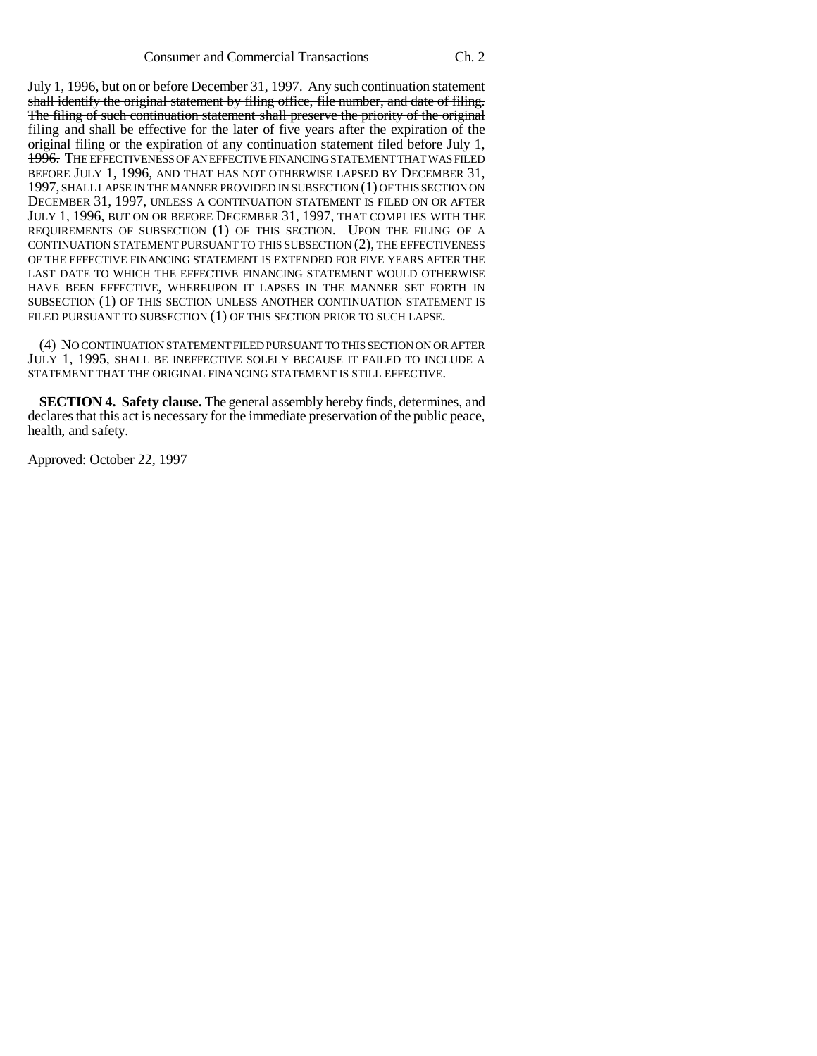~~July 1, 1996, but on or before December 31, 1997. Any such continuation statement shall identify the original statement by filing office, file number, and date of filing. The filing of such continuation statement shall preserve the priority of the original filing and shall be effective for the later of five years after the expiration of the original filing or the expiration of any continuation statement filed before July 1, 1996.~~ THE EFFECTIVENESS OF AN EFFECTIVE FINANCING STATEMENT THAT WAS FILED BEFORE JULY 1, 1996, AND THAT HAS NOT OTHERWISE LAPSED BY DECEMBER 31, 1997, SHALL LAPSE IN THE MANNER PROVIDED IN SUBSECTION (1) OF THIS SECTION ON DECEMBER 31, 1997, UNLESS A CONTINUATION STATEMENT IS FILED ON OR AFTER JULY 1, 1996, BUT ON OR BEFORE DECEMBER 31, 1997, THAT COMPLIES WITH THE REQUIREMENTS OF SUBSECTION (1) OF THIS SECTION. UPON THE FILING OF A CONTINUATION STATEMENT PURSUANT TO THIS SUBSECTION (2), THE EFFECTIVENESS OF THE EFFECTIVE FINANCING STATEMENT IS EXTENDED FOR FIVE YEARS AFTER THE LAST DATE TO WHICH THE EFFECTIVE FINANCING STATEMENT WOULD OTHERWISE HAVE BEEN EFFECTIVE, WHEREUPON IT LAPSES IN THE MANNER SET FORTH IN SUBSECTION (1) OF THIS SECTION UNLESS ANOTHER CONTINUATION STATEMENT IS FILED PURSUANT TO SUBSECTION (1) OF THIS SECTION PRIOR TO SUCH LAPSE.

(4) NO CONTINUATION STATEMENT FILED PURSUANT TO THIS SECTION ON OR AFTER JULY 1, 1995, SHALL BE INEFFECTIVE SOLELY BECAUSE IT FAILED TO INCLUDE A STATEMENT THAT THE ORIGINAL FINANCING STATEMENT IS STILL EFFECTIVE.

**SECTION 4. Safety clause.** The general assembly hereby finds, determines, and declares that this act is necessary for the immediate preservation of the public peace, health, and safety.

Approved: October 22, 1997